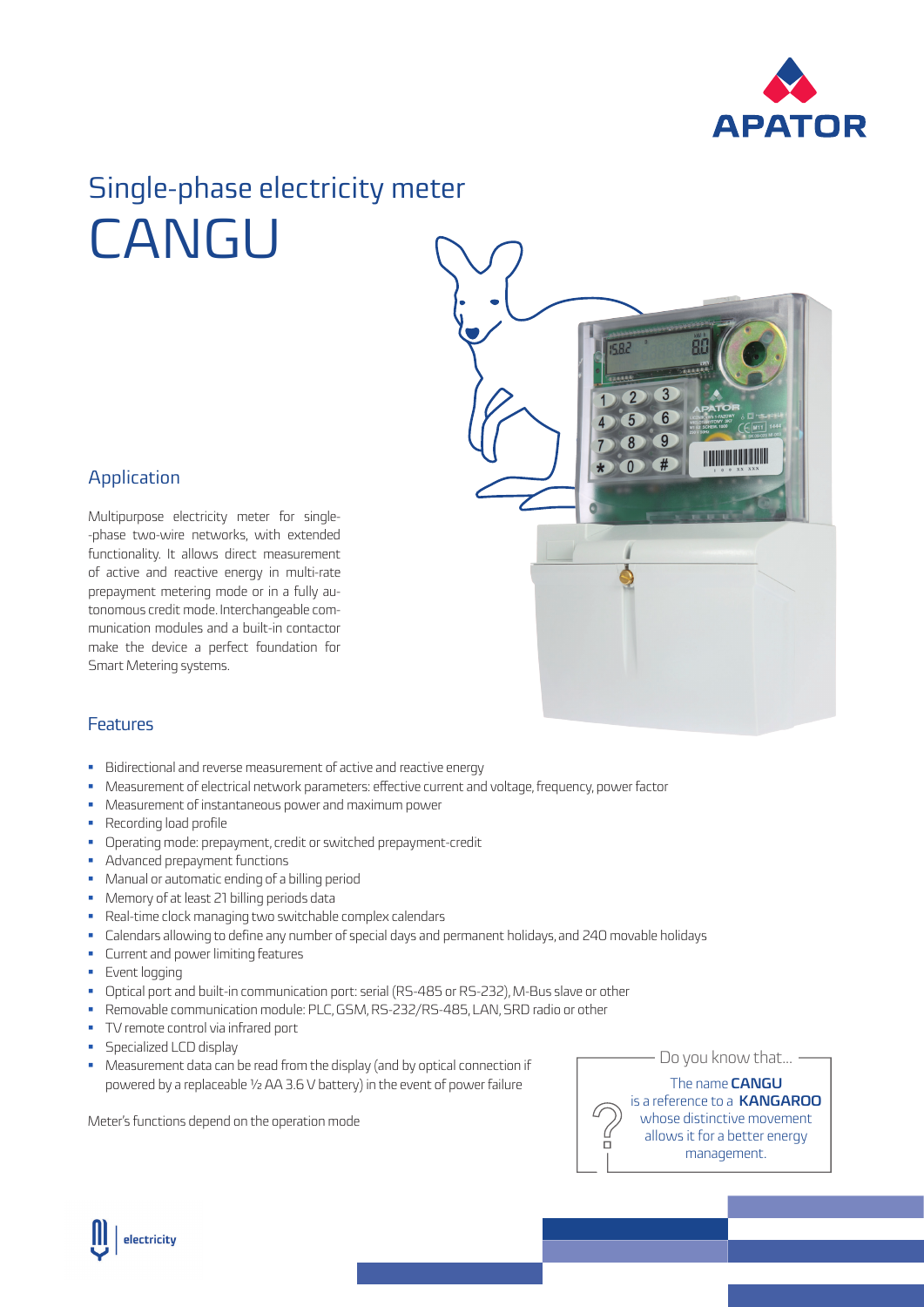# Single-phase electricity meter CANGU

## Application

Multipurpose electricity meter for single-phase two-wire networks, with extended functionality. It allows direct measurement of active and reactive energy in multi-rate prepayment metering mode or in a fully autonomous credit mode. Interchangeable communication modules and a built-in contactor make the device a perfect foundation for Smart Metering systems.

## Features

- Bidirectional and reverse measurement of active and reactive energy
- Measurement of electrical network parameters: effective current and voltage, frequency, power factor
- Measurement of instantaneous power and maximum power
- Recording load profile
- Operating mode: prepayment, credit or switched prepayment-credit
- Advanced prepayment functions
- Manual or automatic ending of a billing period
- Memory of at least 21 billing periods data
- Real-time clock managing two switchable complex calendars
- Calendars allowing to define any number of special days and permanent holidays, and 240 movable holidays
- Current and power limiting features
- Event logging
- Optical port and built-in communication port: serial (RS-485 or RS-232), M-Bus slave or other
- Removable communication module: PLC, GSM, RS-232/RS-485, LAN, SRD radio or other
- TV remote control via infrared port
- Specialized LCD display
- Measurement data can be read from the display (and by optical connection if powered by a replaceable ½ AA 3.6 V battery) in the event of power failure

Meter's functions depend on the operation mode

**Do you know that...**

The name **CANGU** is a reference to a **KANGAROO** whose distinctive movement allows it for a better energy management.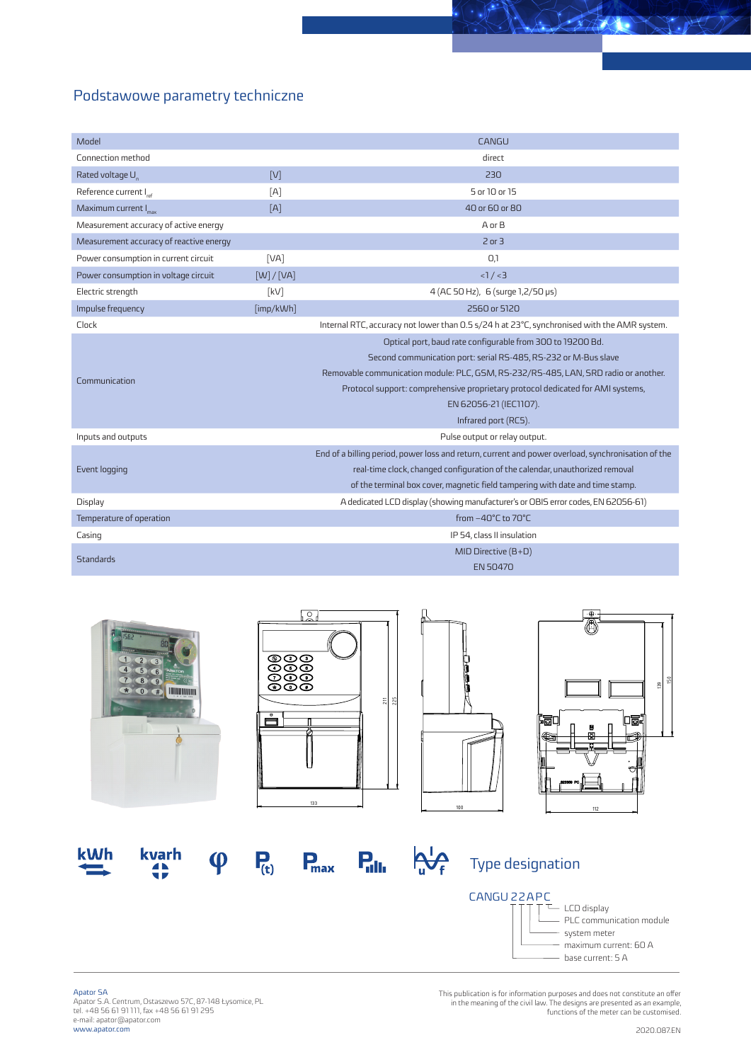## Podstawowe parametry techniczne

| Model | | CANGU |
|---|---|---|
| Connection method | | direct |
| Rated voltage $U_n$ | [V] | 230 |
| Reference current $I_{ref}$ | [A] | 5 or 10 or 15 |
| Maximum current $I_{max}$ | [A] | 40 or 60 or 80 |
| Measurement accuracy of active energy | | A or B |
| Measurement accuracy of reactive energy | | 2 or 3 |
| Power consumption in current circuit | [VA] | 0,1 |
| Power consumption in voltage circuit | [W] / [VA] | <1 / <3 |
| Electric strength | [kV] | 4 (AC 50 Hz), 6 (surge 1,2/50 μs) |
| Impulse frequency | [imp/kWh] | 2560 or 5120 |
| Clock | | Internal RTC, accuracy not lower than 0.5 s/24 h at 23°C, synchronised with the AMR system. |
| Communication | | Optical port, baud rate configurable from 300 to 19200 Bd. Second communication port: serial RS-485, RS-232 or M-Bus slave Removable communication module: PLC, GSM, RS-232/RS-485, LAN, SRD radio or another. Protocol support: comprehensive proprietary protocol dedicated for AMI systems, EN 62056-21 (IEC1107). Infrared port (RC5). |
| Inputs and outputs | | Pulse output or relay output. |
| Event logging | | End of a billing period, power loss and return, current and power overload, synchronisation of the real-time clock, changed configuration of the calendar, unauthorized removal of the terminal box cover, magnetic field tampering with date and time stamp. |
| Display | | A dedicated LCD display (showing manufacturer's or OBIS error codes, EN 62056-61) |
| Temperature of operation | | from −40°C to 70°C |
| Casing | | IP 54, class II insulation |
| Standards | | MID Directive (B+D) EN 50470 |

133

211

225

100

112

139

150

kWh kvarh φ $P_{(t)}$ $P_{max}$

## Type designation

CANGU 22APC

- C — LCD display
- P — PLC communication module
- A — system meter
- 2 — maximum current: 60 A
- 2 — base current: 5 A

Apator SA
Apator S.A. Centrum, Ostaszewo 57C, 87-148 Łysomice, PL
tel. +48 56 61 91 111, fax +48 56 61 91 295
e-mail: apator@apator.com
www.apator.com

This publication is for information purposes and does not constitute an offer in the meaning of the civil law. The designs are presented as an example, functions of the meter can be customised.

2020.087.EN